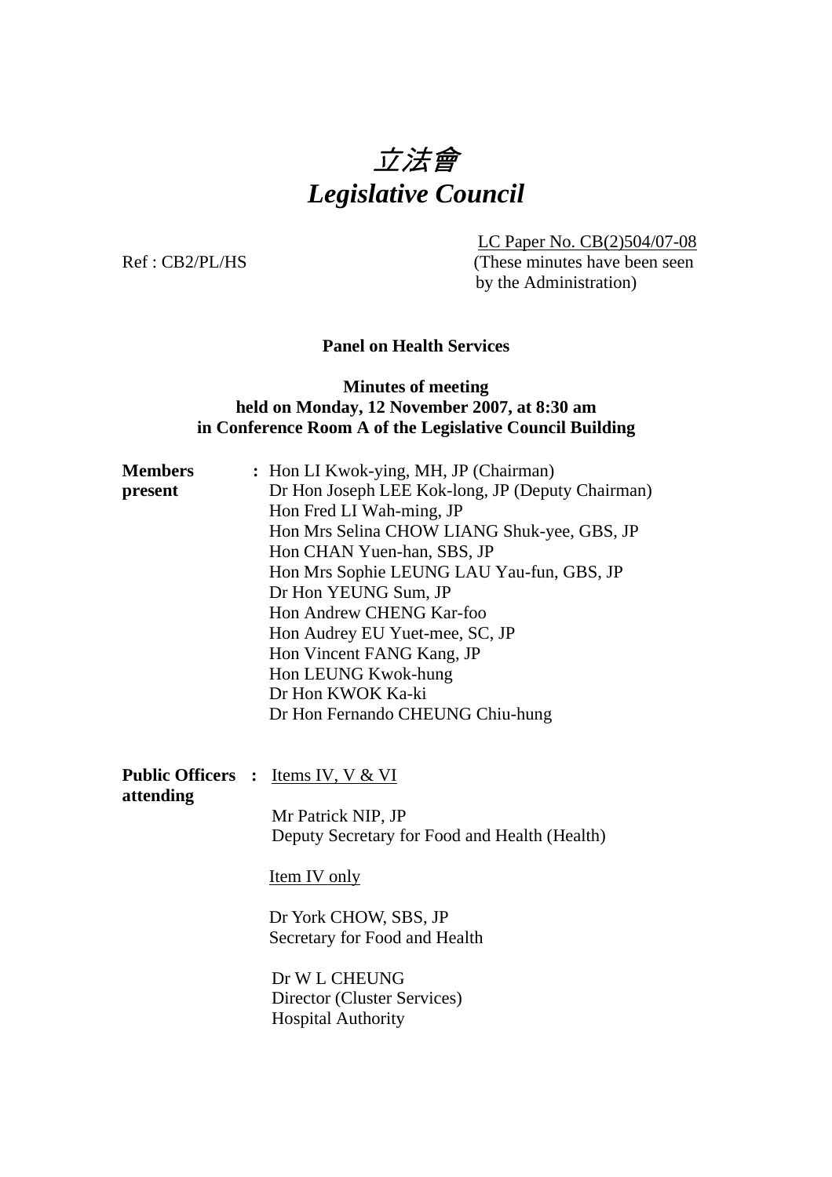# *立法會*
# *Legislative Council*

LC Paper No. CB(2)504/07-08
(These minutes have been seen by the Administration)

Ref : CB2/PL/HS

**Panel on Health Services**

**Minutes of meeting**
**held on Monday, 12 November 2007, at 8:30 am**
**in Conference Room A of the Legislative Council Building**

**Members present** :
Hon LI Kwok-ying, MH, JP (Chairman)
Dr Hon Joseph LEE Kok-long, JP (Deputy Chairman)
Hon Fred LI Wah-ming, JP
Hon Mrs Selina CHOW LIANG Shuk-yee, GBS, JP
Hon CHAN Yuen-han, SBS, JP
Hon Mrs Sophie LEUNG LAU Yau-fun, GBS, JP
Dr Hon YEUNG Sum, JP
Hon Andrew CHENG Kar-foo
Hon Audrey EU Yuet-mee, SC, JP
Hon Vincent FANG Kang, JP
Hon LEUNG Kwok-hung
Dr Hon KWOK Ka-ki
Dr Hon Fernando CHEUNG Chiu-hung

**Public Officers attending** :
Items IV, V & VI

Mr Patrick NIP, JP
Deputy Secretary for Food and Health (Health)

Item IV only

Dr York CHOW, SBS, JP
Secretary for Food and Health

Dr W L CHEUNG
Director (Cluster Services)
Hospital Authority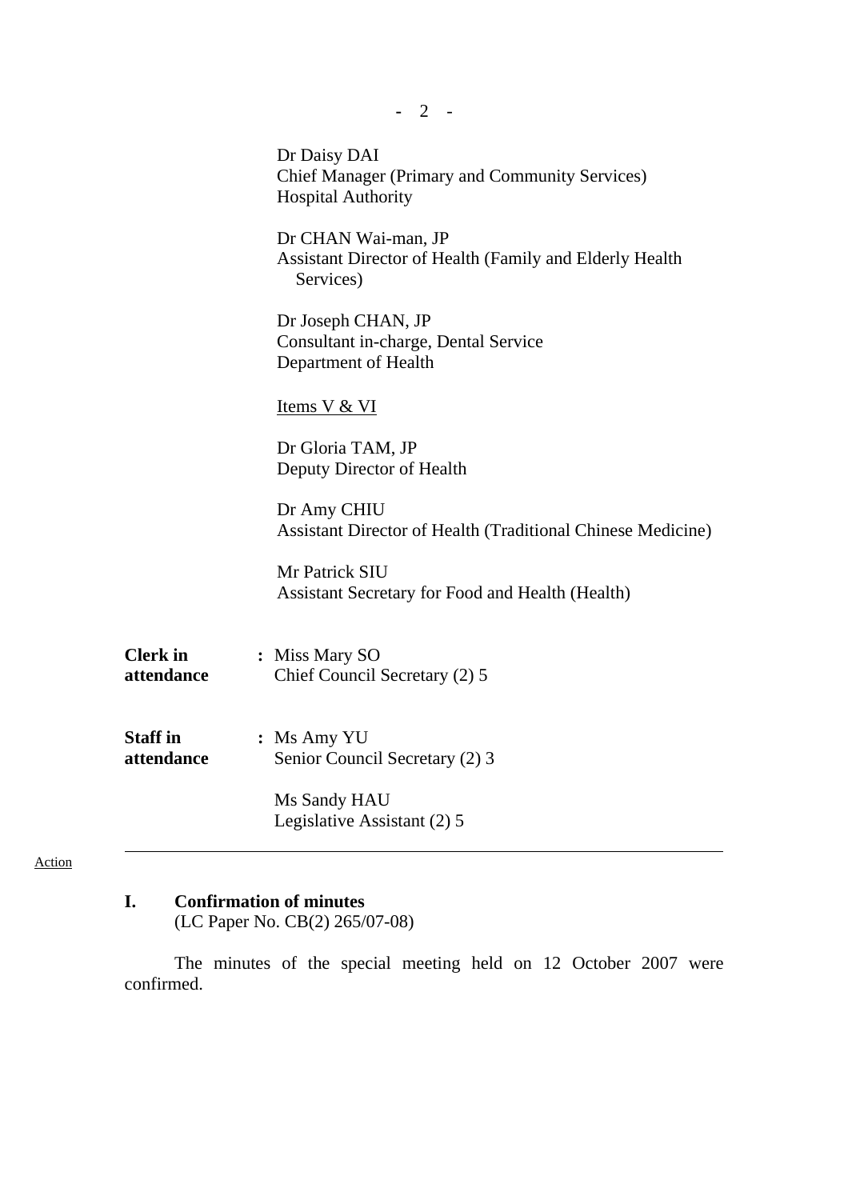Dr Daisy DAI
Chief Manager (Primary and Community Services)
Hospital Authority

Dr CHAN Wai-man, JP
Assistant Director of Health (Family and Elderly Health Services)

Dr Joseph CHAN, JP
Consultant in-charge, Dental Service
Department of Health

Items V & VI

Dr Gloria TAM, JP
Deputy Director of Health

Dr Amy CHIU
Assistant Director of Health (Traditional Chinese Medicine)

Mr Patrick SIU
Assistant Secretary for Food and Health (Health)

**Clerk in attendance** : Miss Mary SO
Chief Council Secretary (2) 5

**Staff in attendance** : Ms Amy YU
Senior Council Secretary (2) 3

Ms Sandy HAU
Legislative Assistant (2) 5

---

Action

## I. Confirmation of minutes

(LC Paper No. CB(2) 265/07-08)

The minutes of the special meeting held on 12 October 2007 were confirmed.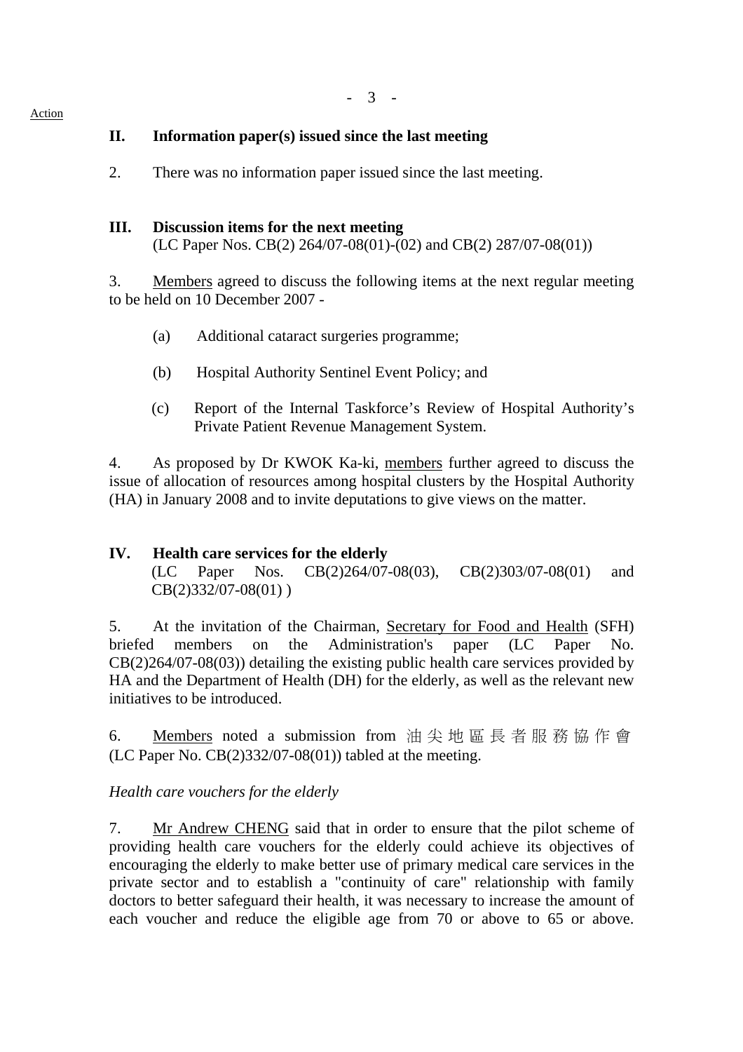Action

## II. Information paper(s) issued since the last meeting

2. There was no information paper issued since the last meeting.

## III. Discussion items for the next meeting

(LC Paper Nos. CB(2) 264/07-08(01)-(02) and CB(2) 287/07-08(01))

3. Members agreed to discuss the following items at the next regular meeting to be held on 10 December 2007 -

(a) Additional cataract surgeries programme;

(b) Hospital Authority Sentinel Event Policy; and

(c) Report of the Internal Taskforce's Review of Hospital Authority's Private Patient Revenue Management System.

4. As proposed by Dr KWOK Ka-ki, members further agreed to discuss the issue of allocation of resources among hospital clusters by the Hospital Authority (HA) in January 2008 and to invite deputations to give views on the matter.

## IV. Health care services for the elderly

(LC Paper Nos. CB(2)264/07-08(03), CB(2)303/07-08(01) and CB(2)332/07-08(01) )

5. At the invitation of the Chairman, Secretary for Food and Health (SFH) briefed members on the Administration's paper (LC Paper No. CB(2)264/07-08(03)) detailing the existing public health care services provided by HA and the Department of Health (DH) for the elderly, as well as the relevant new initiatives to be introduced.

6. Members noted a submission from 油尖地區長者服務協作會 (LC Paper No. CB(2)332/07-08(01)) tabled at the meeting.

*Health care vouchers for the elderly*

7. Mr Andrew CHENG said that in order to ensure that the pilot scheme of providing health care vouchers for the elderly could achieve its objectives of encouraging the elderly to make better use of primary medical care services in the private sector and to establish a "continuity of care" relationship with family doctors to better safeguard their health, it was necessary to increase the amount of each voucher and reduce the eligible age from 70 or above to 65 or above.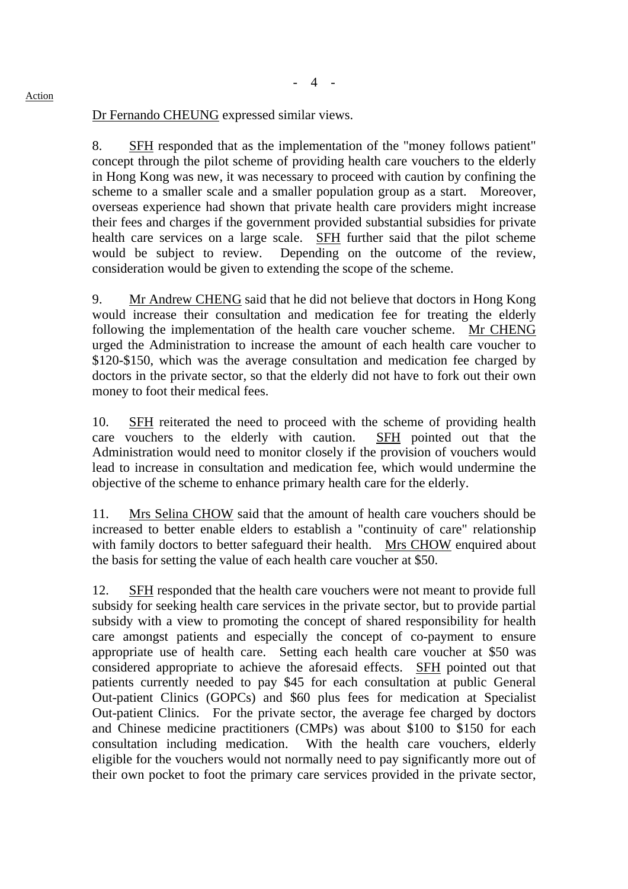Action

Dr Fernando CHEUNG expressed similar views.

8. SFH responded that as the implementation of the "money follows patient" concept through the pilot scheme of providing health care vouchers to the elderly in Hong Kong was new, it was necessary to proceed with caution by confining the scheme to a smaller scale and a smaller population group as a start. Moreover, overseas experience had shown that private health care providers might increase their fees and charges if the government provided substantial subsidies for private health care services on a large scale. SFH further said that the pilot scheme would be subject to review. Depending on the outcome of the review, consideration would be given to extending the scope of the scheme.

9. Mr Andrew CHENG said that he did not believe that doctors in Hong Kong would increase their consultation and medication fee for treating the elderly following the implementation of the health care voucher scheme. Mr CHENG urged the Administration to increase the amount of each health care voucher to $120-$150, which was the average consultation and medication fee charged by doctors in the private sector, so that the elderly did not have to fork out their own money to foot their medical fees.

10. SFH reiterated the need to proceed with the scheme of providing health care vouchers to the elderly with caution. SFH pointed out that the Administration would need to monitor closely if the provision of vouchers would lead to increase in consultation and medication fee, which would undermine the objective of the scheme to enhance primary health care for the elderly.

11. Mrs Selina CHOW said that the amount of health care vouchers should be increased to better enable elders to establish a "continuity of care" relationship with family doctors to better safeguard their health. Mrs CHOW enquired about the basis for setting the value of each health care voucher at $50.

12. SFH responded that the health care vouchers were not meant to provide full subsidy for seeking health care services in the private sector, but to provide partial subsidy with a view to promoting the concept of shared responsibility for health care amongst patients and especially the concept of co-payment to ensure appropriate use of health care. Setting each health care voucher at $50 was considered appropriate to achieve the aforesaid effects. SFH pointed out that patients currently needed to pay $45 for each consultation at public General Out-patient Clinics (GOPCs) and $60 plus fees for medication at Specialist Out-patient Clinics. For the private sector, the average fee charged by doctors and Chinese medicine practitioners (CMPs) was about $100 to $150 for each consultation including medication. With the health care vouchers, elderly eligible for the vouchers would not normally need to pay significantly more out of their own pocket to foot the primary care services provided in the private sector,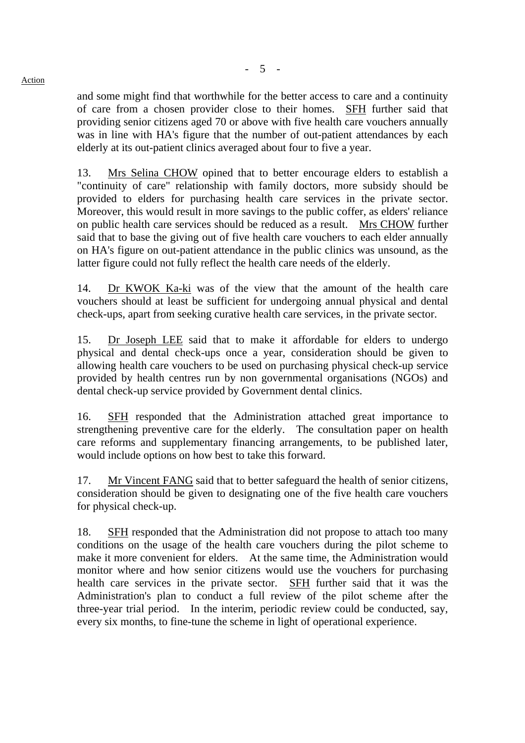and some might find that worthwhile for the better access to care and a continuity of care from a chosen provider close to their homes. SFH further said that providing senior citizens aged 70 or above with five health care vouchers annually was in line with HA's figure that the number of out-patient attendances by each elderly at its out-patient clinics averaged about four to five a year.

13. Mrs Selina CHOW opined that to better encourage elders to establish a "continuity of care" relationship with family doctors, more subsidy should be provided to elders for purchasing health care services in the private sector. Moreover, this would result in more savings to the public coffer, as elders' reliance on public health care services should be reduced as a result. Mrs CHOW further said that to base the giving out of five health care vouchers to each elder annually on HA's figure on out-patient attendance in the public clinics was unsound, as the latter figure could not fully reflect the health care needs of the elderly.

14. Dr KWOK Ka-ki was of the view that the amount of the health care vouchers should at least be sufficient for undergoing annual physical and dental check-ups, apart from seeking curative health care services, in the private sector.

15. Dr Joseph LEE said that to make it affordable for elders to undergo physical and dental check-ups once a year, consideration should be given to allowing health care vouchers to be used on purchasing physical check-up service provided by health centres run by non governmental organisations (NGOs) and dental check-up service provided by Government dental clinics.

16. SFH responded that the Administration attached great importance to strengthening preventive care for the elderly. The consultation paper on health care reforms and supplementary financing arrangements, to be published later, would include options on how best to take this forward.

17. Mr Vincent FANG said that to better safeguard the health of senior citizens, consideration should be given to designating one of the five health care vouchers for physical check-up.

18. SFH responded that the Administration did not propose to attach too many conditions on the usage of the health care vouchers during the pilot scheme to make it more convenient for elders. At the same time, the Administration would monitor where and how senior citizens would use the vouchers for purchasing health care services in the private sector. SFH further said that it was the Administration's plan to conduct a full review of the pilot scheme after the three-year trial period. In the interim, periodic review could be conducted, say, every six months, to fine-tune the scheme in light of operational experience.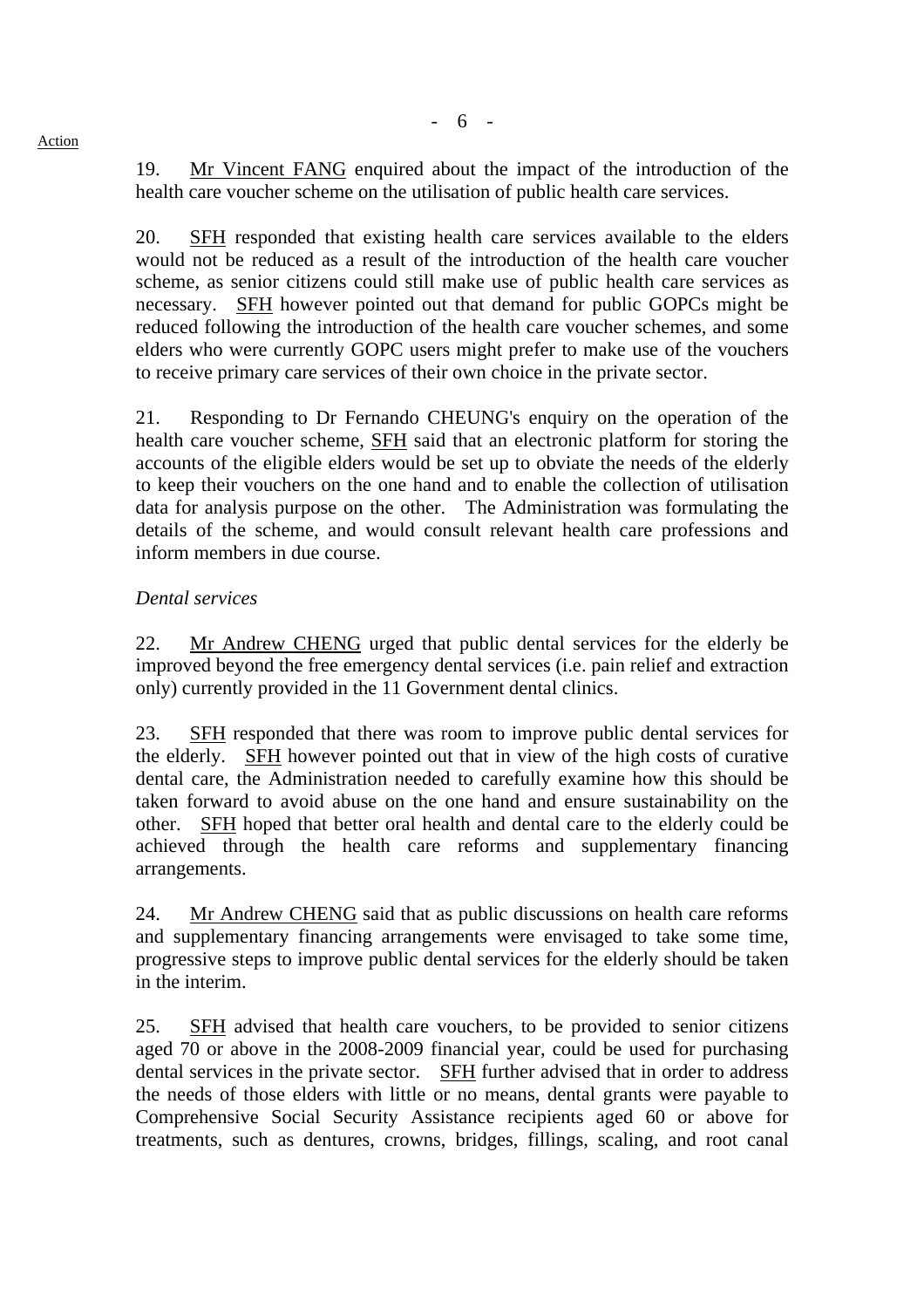19. Mr Vincent FANG enquired about the impact of the introduction of the health care voucher scheme on the utilisation of public health care services.

20. SFH responded that existing health care services available to the elders would not be reduced as a result of the introduction of the health care voucher scheme, as senior citizens could still make use of public health care services as necessary. SFH however pointed out that demand for public GOPCs might be reduced following the introduction of the health care voucher schemes, and some elders who were currently GOPC users might prefer to make use of the vouchers to receive primary care services of their own choice in the private sector.

21. Responding to Dr Fernando CHEUNG's enquiry on the operation of the health care voucher scheme, SFH said that an electronic platform for storing the accounts of the eligible elders would be set up to obviate the needs of the elderly to keep their vouchers on the one hand and to enable the collection of utilisation data for analysis purpose on the other. The Administration was formulating the details of the scheme, and would consult relevant health care professions and inform members in due course.

*Dental services*

22. Mr Andrew CHENG urged that public dental services for the elderly be improved beyond the free emergency dental services (i.e. pain relief and extraction only) currently provided in the 11 Government dental clinics.

23. SFH responded that there was room to improve public dental services for the elderly. SFH however pointed out that in view of the high costs of curative dental care, the Administration needed to carefully examine how this should be taken forward to avoid abuse on the one hand and ensure sustainability on the other. SFH hoped that better oral health and dental care to the elderly could be achieved through the health care reforms and supplementary financing arrangements.

24. Mr Andrew CHENG said that as public discussions on health care reforms and supplementary financing arrangements were envisaged to take some time, progressive steps to improve public dental services for the elderly should be taken in the interim.

25. SFH advised that health care vouchers, to be provided to senior citizens aged 70 or above in the 2008-2009 financial year, could be used for purchasing dental services in the private sector. SFH further advised that in order to address the needs of those elders with little or no means, dental grants were payable to Comprehensive Social Security Assistance recipients aged 60 or above for treatments, such as dentures, crowns, bridges, fillings, scaling, and root canal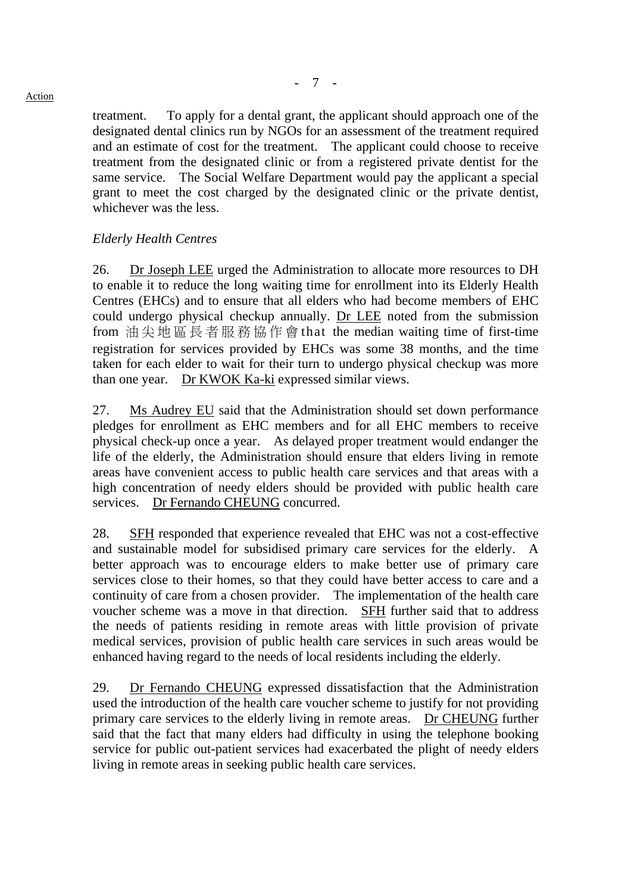treatment. To apply for a dental grant, the applicant should approach one of the designated dental clinics run by NGOs for an assessment of the treatment required and an estimate of cost for the treatment. The applicant could choose to receive treatment from the designated clinic or from a registered private dentist for the same service. The Social Welfare Department would pay the applicant a special grant to meet the cost charged by the designated clinic or the private dentist, whichever was the less.

*Elderly Health Centres*

26. Dr Joseph LEE urged the Administration to allocate more resources to DH to enable it to reduce the long waiting time for enrollment into its Elderly Health Centres (EHCs) and to ensure that all elders who had become members of EHC could undergo physical checkup annually. Dr LEE noted from the submission from 油尖地區長者服務協作會that the median waiting time of first-time registration for services provided by EHCs was some 38 months, and the time taken for each elder to wait for their turn to undergo physical checkup was more than one year. Dr KWOK Ka-ki expressed similar views.

27. Ms Audrey EU said that the Administration should set down performance pledges for enrollment as EHC members and for all EHC members to receive physical check-up once a year. As delayed proper treatment would endanger the life of the elderly, the Administration should ensure that elders living in remote areas have convenient access to public health care services and that areas with a high concentration of needy elders should be provided with public health care services. Dr Fernando CHEUNG concurred.

28. SFH responded that experience revealed that EHC was not a cost-effective and sustainable model for subsidised primary care services for the elderly. A better approach was to encourage elders to make better use of primary care services close to their homes, so that they could have better access to care and a continuity of care from a chosen provider. The implementation of the health care voucher scheme was a move in that direction. SFH further said that to address the needs of patients residing in remote areas with little provision of private medical services, provision of public health care services in such areas would be enhanced having regard to the needs of local residents including the elderly.

29. Dr Fernando CHEUNG expressed dissatisfaction that the Administration used the introduction of the health care voucher scheme to justify for not providing primary care services to the elderly living in remote areas. Dr CHEUNG further said that the fact that many elders had difficulty in using the telephone booking service for public out-patient services had exacerbated the plight of needy elders living in remote areas in seeking public health care services.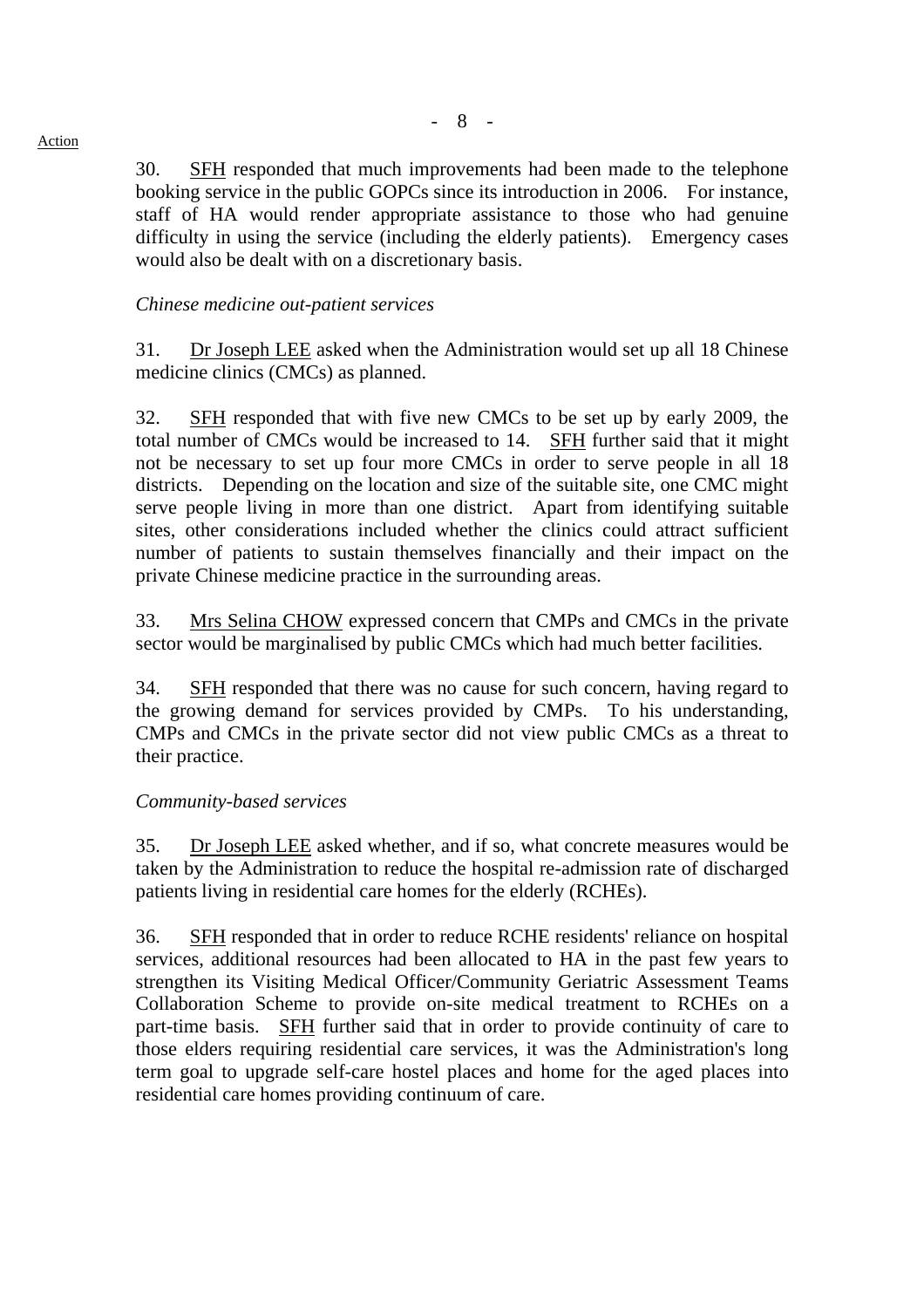Action

30. SFH responded that much improvements had been made to the telephone booking service in the public GOPCs since its introduction in 2006. For instance, staff of HA would render appropriate assistance to those who had genuine difficulty in using the service (including the elderly patients). Emergency cases would also be dealt with on a discretionary basis.

*Chinese medicine out-patient services*

31. Dr Joseph LEE asked when the Administration would set up all 18 Chinese medicine clinics (CMCs) as planned.

32. SFH responded that with five new CMCs to be set up by early 2009, the total number of CMCs would be increased to 14. SFH further said that it might not be necessary to set up four more CMCs in order to serve people in all 18 districts. Depending on the location and size of the suitable site, one CMC might serve people living in more than one district. Apart from identifying suitable sites, other considerations included whether the clinics could attract sufficient number of patients to sustain themselves financially and their impact on the private Chinese medicine practice in the surrounding areas.

33. Mrs Selina CHOW expressed concern that CMPs and CMCs in the private sector would be marginalised by public CMCs which had much better facilities.

34. SFH responded that there was no cause for such concern, having regard to the growing demand for services provided by CMPs. To his understanding, CMPs and CMCs in the private sector did not view public CMCs as a threat to their practice.

*Community-based services*

35. Dr Joseph LEE asked whether, and if so, what concrete measures would be taken by the Administration to reduce the hospital re-admission rate of discharged patients living in residential care homes for the elderly (RCHEs).

36. SFH responded that in order to reduce RCHE residents' reliance on hospital services, additional resources had been allocated to HA in the past few years to strengthen its Visiting Medical Officer/Community Geriatric Assessment Teams Collaboration Scheme to provide on-site medical treatment to RCHEs on a part-time basis. SFH further said that in order to provide continuity of care to those elders requiring residential care services, it was the Administration's long term goal to upgrade self-care hostel places and home for the aged places into residential care homes providing continuum of care.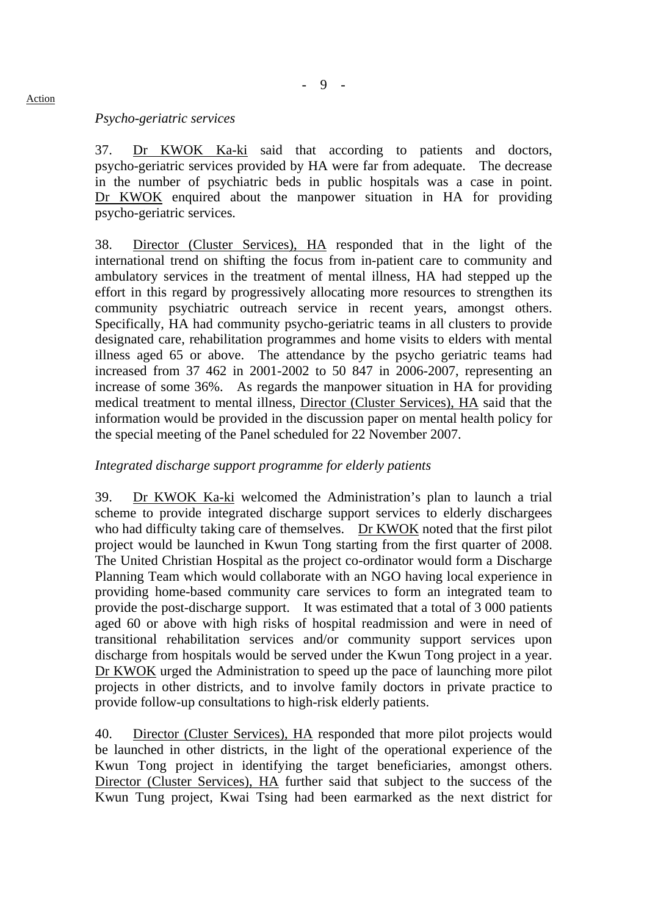*Psycho-geriatric services*

37. Dr KWOK Ka-ki said that according to patients and doctors, psycho-geriatric services provided by HA were far from adequate. The decrease in the number of psychiatric beds in public hospitals was a case in point. Dr KWOK enquired about the manpower situation in HA for providing psycho-geriatric services.

38. Director (Cluster Services), HA responded that in the light of the international trend on shifting the focus from in-patient care to community and ambulatory services in the treatment of mental illness, HA had stepped up the effort in this regard by progressively allocating more resources to strengthen its community psychiatric outreach service in recent years, amongst others. Specifically, HA had community psycho-geriatric teams in all clusters to provide designated care, rehabilitation programmes and home visits to elders with mental illness aged 65 or above. The attendance by the psycho geriatric teams had increased from 37 462 in 2001-2002 to 50 847 in 2006-2007, representing an increase of some 36%. As regards the manpower situation in HA for providing medical treatment to mental illness, Director (Cluster Services), HA said that the information would be provided in the discussion paper on mental health policy for the special meeting of the Panel scheduled for 22 November 2007.

*Integrated discharge support programme for elderly patients*

39. Dr KWOK Ka-ki welcomed the Administration's plan to launch a trial scheme to provide integrated discharge support services to elderly dischargees who had difficulty taking care of themselves. Dr KWOK noted that the first pilot project would be launched in Kwun Tong starting from the first quarter of 2008. The United Christian Hospital as the project co-ordinator would form a Discharge Planning Team which would collaborate with an NGO having local experience in providing home-based community care services to form an integrated team to provide the post-discharge support. It was estimated that a total of 3 000 patients aged 60 or above with high risks of hospital readmission and were in need of transitional rehabilitation services and/or community support services upon discharge from hospitals would be served under the Kwun Tong project in a year. Dr KWOK urged the Administration to speed up the pace of launching more pilot projects in other districts, and to involve family doctors in private practice to provide follow-up consultations to high-risk elderly patients.

40. Director (Cluster Services), HA responded that more pilot projects would be launched in other districts, in the light of the operational experience of the Kwun Tong project in identifying the target beneficiaries, amongst others. Director (Cluster Services), HA further said that subject to the success of the Kwun Tung project, Kwai Tsing had been earmarked as the next district for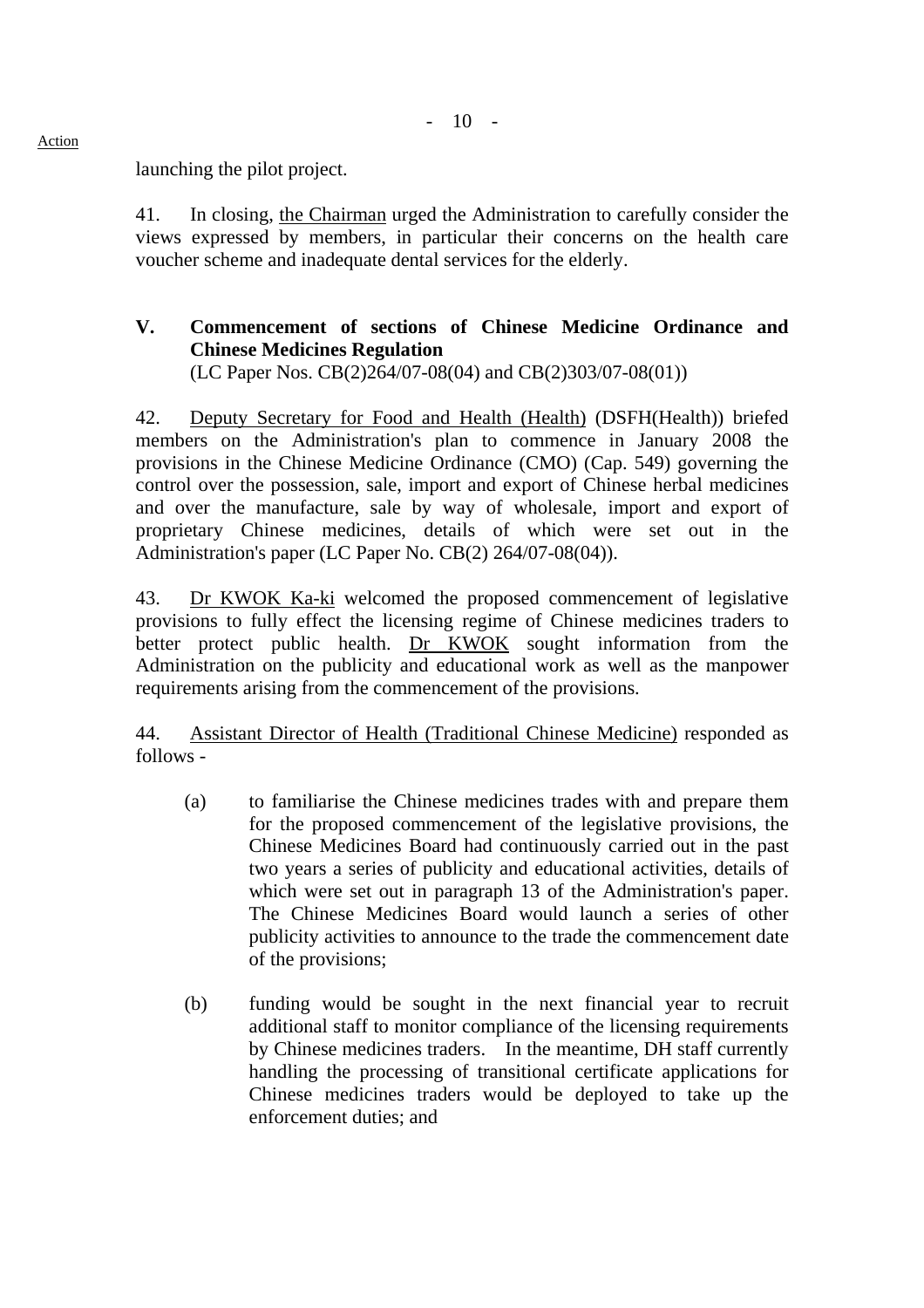launching the pilot project.

41. In closing, the Chairman urged the Administration to carefully consider the views expressed by members, in particular their concerns on the health care voucher scheme and inadequate dental services for the elderly.

## V. Commencement of sections of Chinese Medicine Ordinance and Chinese Medicines Regulation

(LC Paper Nos. CB(2)264/07-08(04) and CB(2)303/07-08(01))

42. Deputy Secretary for Food and Health (Health) (DSFH(Health)) briefed members on the Administration's plan to commence in January 2008 the provisions in the Chinese Medicine Ordinance (CMO) (Cap. 549) governing the control over the possession, sale, import and export of Chinese herbal medicines and over the manufacture, sale by way of wholesale, import and export of proprietary Chinese medicines, details of which were set out in the Administration's paper (LC Paper No. CB(2) 264/07-08(04)).

43. Dr KWOK Ka-ki welcomed the proposed commencement of legislative provisions to fully effect the licensing regime of Chinese medicines traders to better protect public health. Dr KWOK sought information from the Administration on the publicity and educational work as well as the manpower requirements arising from the commencement of the provisions.

44. Assistant Director of Health (Traditional Chinese Medicine) responded as follows -

(a) to familiarise the Chinese medicines trades with and prepare them for the proposed commencement of the legislative provisions, the Chinese Medicines Board had continuously carried out in the past two years a series of publicity and educational activities, details of which were set out in paragraph 13 of the Administration's paper. The Chinese Medicines Board would launch a series of other publicity activities to announce to the trade the commencement date of the provisions;

(b) funding would be sought in the next financial year to recruit additional staff to monitor compliance of the licensing requirements by Chinese medicines traders. In the meantime, DH staff currently handling the processing of transitional certificate applications for Chinese medicines traders would be deployed to take up the enforcement duties; and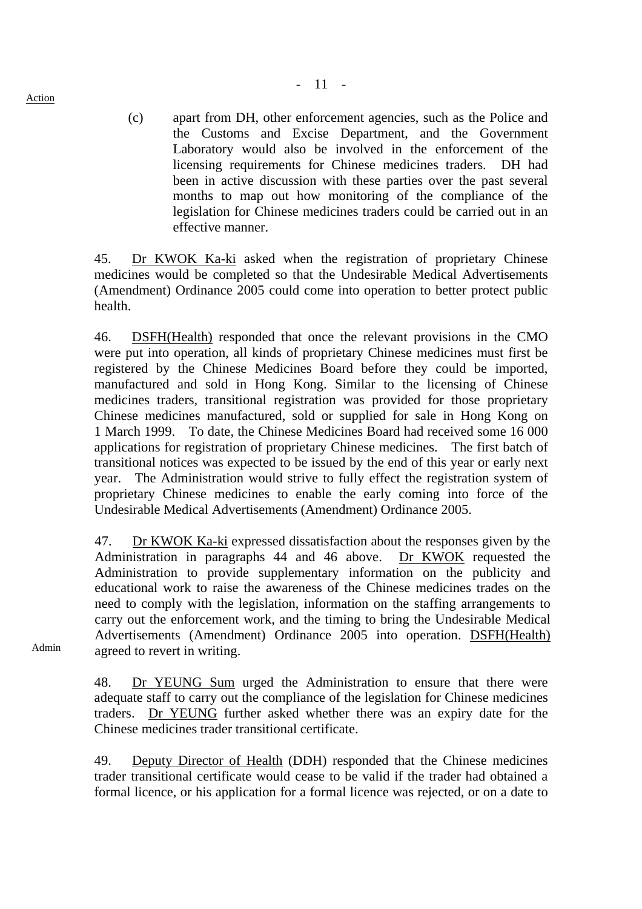Action

(c) apart from DH, other enforcement agencies, such as the Police and the Customs and Excise Department, and the Government Laboratory would also be involved in the enforcement of the licensing requirements for Chinese medicines traders. DH had been in active discussion with these parties over the past several months to map out how monitoring of the compliance of the legislation for Chinese medicines traders could be carried out in an effective manner.

45. Dr KWOK Ka-ki asked when the registration of proprietary Chinese medicines would be completed so that the Undesirable Medical Advertisements (Amendment) Ordinance 2005 could come into operation to better protect public health.

46. DSFH(Health) responded that once the relevant provisions in the CMO were put into operation, all kinds of proprietary Chinese medicines must first be registered by the Chinese Medicines Board before they could be imported, manufactured and sold in Hong Kong. Similar to the licensing of Chinese medicines traders, transitional registration was provided for those proprietary Chinese medicines manufactured, sold or supplied for sale in Hong Kong on 1 March 1999. To date, the Chinese Medicines Board had received some 16 000 applications for registration of proprietary Chinese medicines. The first batch of transitional notices was expected to be issued by the end of this year or early next year. The Administration would strive to fully effect the registration system of proprietary Chinese medicines to enable the early coming into force of the Undesirable Medical Advertisements (Amendment) Ordinance 2005.

47. Dr KWOK Ka-ki expressed dissatisfaction about the responses given by the Administration in paragraphs 44 and 46 above. Dr KWOK requested the Administration to provide supplementary information on the publicity and educational work to raise the awareness of the Chinese medicines trades on the need to comply with the legislation, information on the staffing arrangements to carry out the enforcement work, and the timing to bring the Undesirable Medical Advertisements (Amendment) Ordinance 2005 into operation. DSFH(Health) agreed to revert in writing.

Admin

48. Dr YEUNG Sum urged the Administration to ensure that there were adequate staff to carry out the compliance of the legislation for Chinese medicines traders. Dr YEUNG further asked whether there was an expiry date for the Chinese medicines trader transitional certificate.

49. Deputy Director of Health (DDH) responded that the Chinese medicines trader transitional certificate would cease to be valid if the trader had obtained a formal licence, or his application for a formal licence was rejected, or on a date to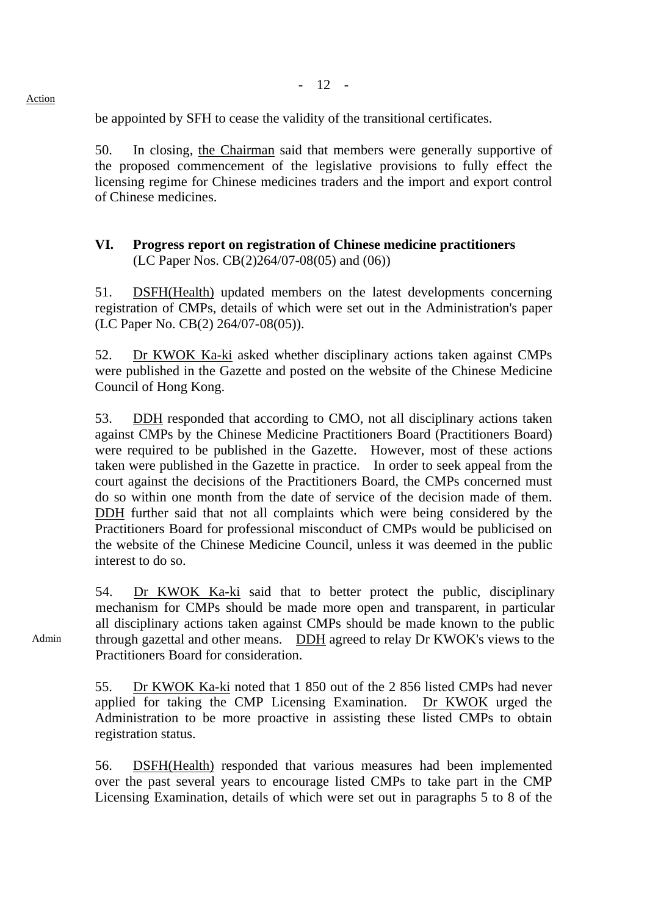Action

be appointed by SFH to cease the validity of the transitional certificates.

50. In closing, the Chairman said that members were generally supportive of the proposed commencement of the legislative provisions to fully effect the licensing regime for Chinese medicines traders and the import and export control of Chinese medicines.

## VI. Progress report on registration of Chinese medicine practitioners
(LC Paper Nos. CB(2)264/07-08(05) and (06))

51. DSFH(Health) updated members on the latest developments concerning registration of CMPs, details of which were set out in the Administration's paper (LC Paper No. CB(2) 264/07-08(05)).

52. Dr KWOK Ka-ki asked whether disciplinary actions taken against CMPs were published in the Gazette and posted on the website of the Chinese Medicine Council of Hong Kong.

53. DDH responded that according to CMO, not all disciplinary actions taken against CMPs by the Chinese Medicine Practitioners Board (Practitioners Board) were required to be published in the Gazette. However, most of these actions taken were published in the Gazette in practice. In order to seek appeal from the court against the decisions of the Practitioners Board, the CMPs concerned must do so within one month from the date of service of the decision made of them. DDH further said that not all complaints which were being considered by the Practitioners Board for professional misconduct of CMPs would be publicised on the website of the Chinese Medicine Council, unless it was deemed in the public interest to do so.

Admin

54. Dr KWOK Ka-ki said that to better protect the public, disciplinary mechanism for CMPs should be made more open and transparent, in particular all disciplinary actions taken against CMPs should be made known to the public through gazettal and other means. DDH agreed to relay Dr KWOK's views to the Practitioners Board for consideration.

55. Dr KWOK Ka-ki noted that 1 850 out of the 2 856 listed CMPs had never applied for taking the CMP Licensing Examination. Dr KWOK urged the Administration to be more proactive in assisting these listed CMPs to obtain registration status.

56. DSFH(Health) responded that various measures had been implemented over the past several years to encourage listed CMPs to take part in the CMP Licensing Examination, details of which were set out in paragraphs 5 to 8 of the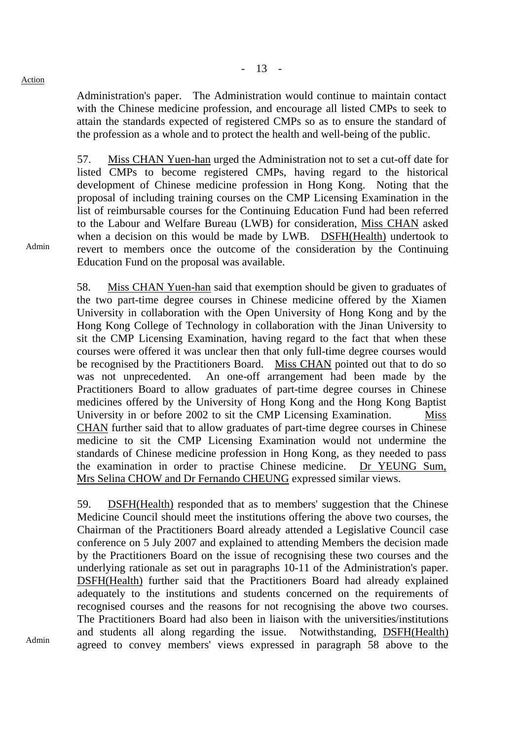Action

Administration's paper. The Administration would continue to maintain contact with the Chinese medicine profession, and encourage all listed CMPs to seek to attain the standards expected of registered CMPs so as to ensure the standard of the profession as a whole and to protect the health and well-being of the public.

57. Miss CHAN Yuen-han urged the Administration not to set a cut-off date for listed CMPs to become registered CMPs, having regard to the historical development of Chinese medicine profession in Hong Kong. Noting that the proposal of including training courses on the CMP Licensing Examination in the list of reimbursable courses for the Continuing Education Fund had been referred to the Labour and Welfare Bureau (LWB) for consideration, Miss CHAN asked when a decision on this would be made by LWB. DSFH(Health) undertook to revert to members once the outcome of the consideration by the Continuing Education Fund on the proposal was available.

Admin

58. Miss CHAN Yuen-han said that exemption should be given to graduates of the two part-time degree courses in Chinese medicine offered by the Xiamen University in collaboration with the Open University of Hong Kong and by the Hong Kong College of Technology in collaboration with the Jinan University to sit the CMP Licensing Examination, having regard to the fact that when these courses were offered it was unclear then that only full-time degree courses would be recognised by the Practitioners Board. Miss CHAN pointed out that to do so was not unprecedented. An one-off arrangement had been made by the Practitioners Board to allow graduates of part-time degree courses in Chinese medicines offered by the University of Hong Kong and the Hong Kong Baptist University in or before 2002 to sit the CMP Licensing Examination. Miss CHAN further said that to allow graduates of part-time degree courses in Chinese medicine to sit the CMP Licensing Examination would not undermine the standards of Chinese medicine profession in Hong Kong, as they needed to pass the examination in order to practise Chinese medicine. Dr YEUNG Sum, Mrs Selina CHOW and Dr Fernando CHEUNG expressed similar views.

59. DSFH(Health) responded that as to members' suggestion that the Chinese Medicine Council should meet the institutions offering the above two courses, the Chairman of the Practitioners Board already attended a Legislative Council case conference on 5 July 2007 and explained to attending Members the decision made by the Practitioners Board on the issue of recognising these two courses and the underlying rationale as set out in paragraphs 10-11 of the Administration's paper. DSFH(Health) further said that the Practitioners Board had already explained adequately to the institutions and students concerned on the requirements of recognised courses and the reasons for not recognising the above two courses. The Practitioners Board had also been in liaison with the universities/institutions and students all along regarding the issue. Notwithstanding, DSFH(Health) agreed to convey members' views expressed in paragraph 58 above to the

Admin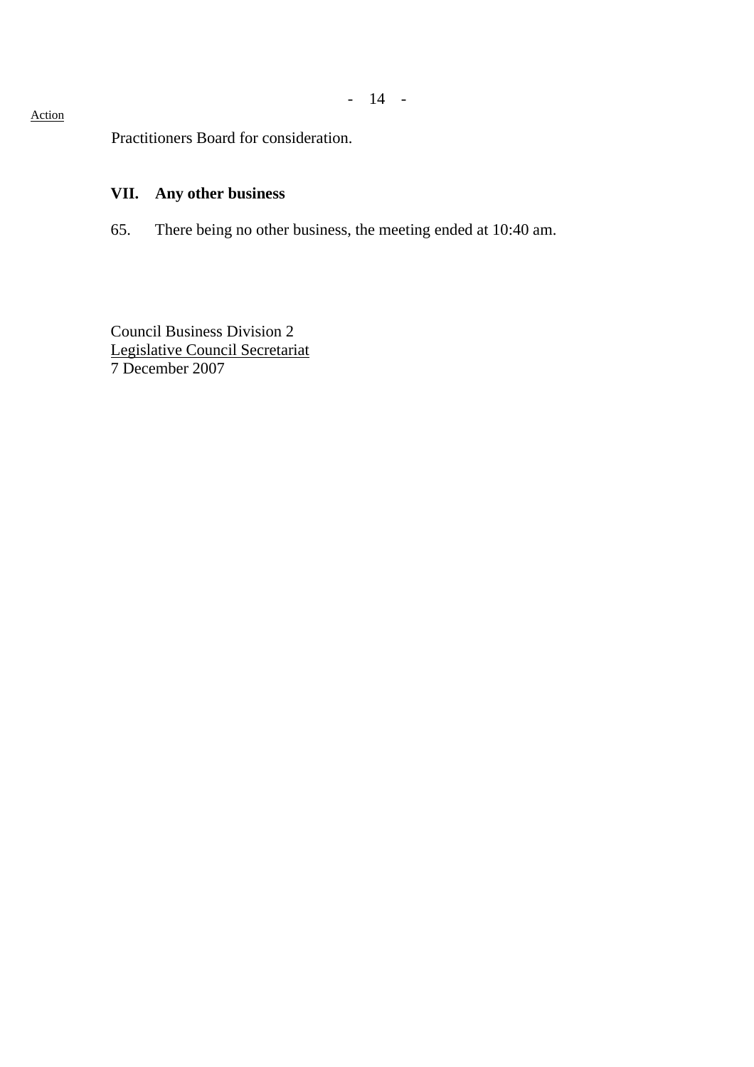Action

Practitioners Board for consideration.

## VII. Any other business

65. There being no other business, the meeting ended at 10:40 am.

Council Business Division 2
Legislative Council Secretariat
7 December 2007